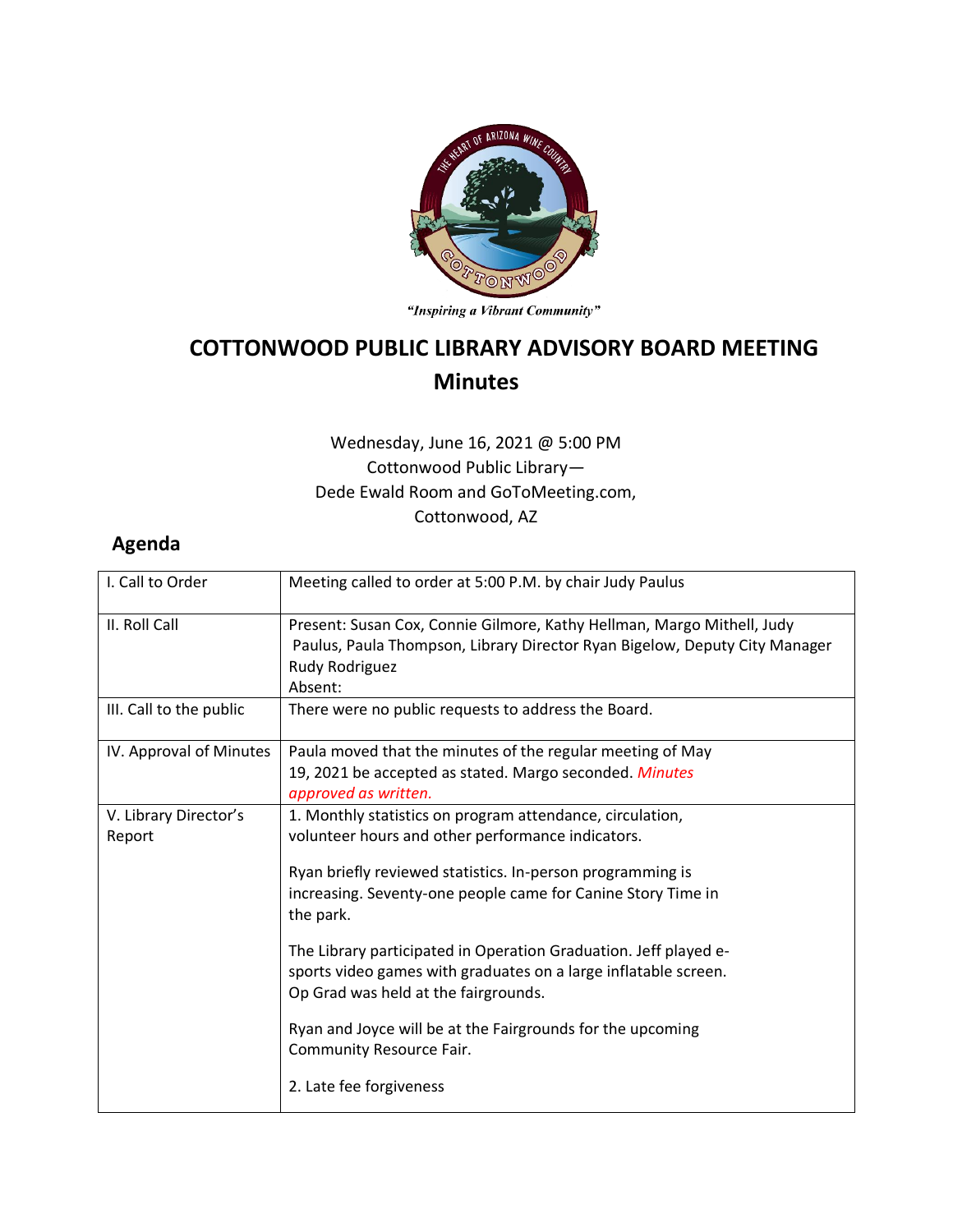"Inspiring a Vibrant Community"

# COTTONWOOD PUBLIC LIBRARY ADVISORY BOARD MEETING
## Minutes

Wednesday, June 16, 2021 @ 5:00 PM
Cottonwood Public Library—
Dede Ewald Room and GoToMeeting.com,
Cottonwood, AZ

## Agenda

| | |
|---|---|
| I. Call to Order | Meeting called to order at 5:00 P.M. by chair Judy Paulus |
| II. Roll Call | Present: Susan Cox, Connie Gilmore, Kathy Hellman, Margo Mithell, Judy Paulus, Paula Thompson, Library Director Ryan Bigelow, Deputy City Manager Rudy Rodriguez<br>Absent: |
| III. Call to the public | There were no public requests to address the Board. |
| IV. Approval of Minutes | Paula moved that the minutes of the regular meeting of May 19, 2021 be accepted as stated. Margo seconded. *Minutes approved as written.* |
| V. Library Director's Report | 1. Monthly statistics on program attendance, circulation, volunteer hours and other performance indicators.<br><br>Ryan briefly reviewed statistics. In-person programming is increasing. Seventy-one people came for Canine Story Time in the park.<br><br>The Library participated in Operation Graduation. Jeff played e-sports video games with graduates on a large inflatable screen. Op Grad was held at the fairgrounds.<br><br>Ryan and Joyce will be at the Fairgrounds for the upcoming Community Resource Fair.<br><br>2. Late fee forgiveness |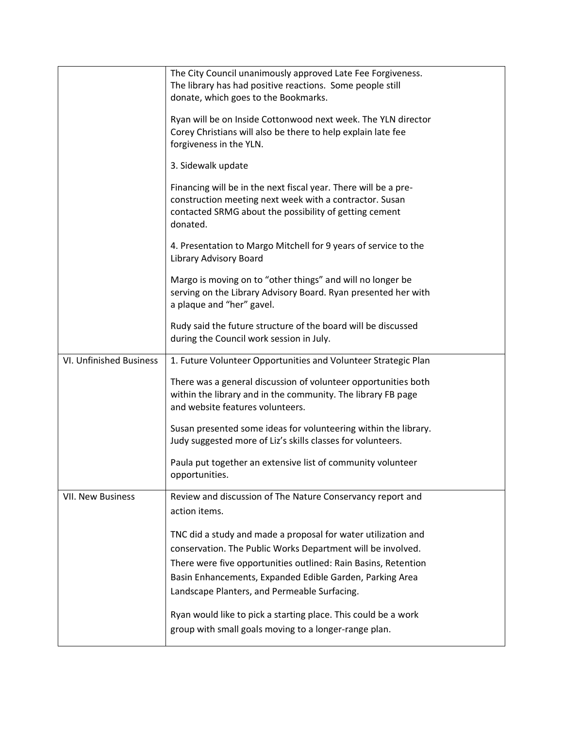| | |
|---|---|
| | The City Council unanimously approved Late Fee Forgiveness. The library has had positive reactions. Some people still donate, which goes to the Bookmarks.<br><br>Ryan will be on Inside Cottonwood next week. The YLN director Corey Christians will also be there to help explain late fee forgiveness in the YLN.<br><br>3. Sidewalk update<br><br>Financing will be in the next fiscal year. There will be a pre-construction meeting next week with a contractor. Susan contacted SRMG about the possibility of getting cement donated.<br><br>4. Presentation to Margo Mitchell for 9 years of service to the Library Advisory Board<br><br>Margo is moving on to "other things" and will no longer be serving on the Library Advisory Board. Ryan presented her with a plaque and "her" gavel.<br><br>Rudy said the future structure of the board will be discussed during the Council work session in July. |
| VI. Unfinished Business | 1. Future Volunteer Opportunities and Volunteer Strategic Plan<br><br>There was a general discussion of volunteer opportunities both within the library and in the community. The library FB page and website features volunteers.<br><br>Susan presented some ideas for volunteering within the library. Judy suggested more of Liz's skills classes for volunteers.<br><br>Paula put together an extensive list of community volunteer opportunities. |
| VII. New Business | Review and discussion of The Nature Conservancy report and action items.<br><br>TNC did a study and made a proposal for water utilization and conservation. The Public Works Department will be involved. There were five opportunities outlined: Rain Basins, Retention Basin Enhancements, Expanded Edible Garden, Parking Area Landscape Planters, and Permeable Surfacing.<br><br>Ryan would like to pick a starting place. This could be a work group with small goals moving to a longer-range plan. |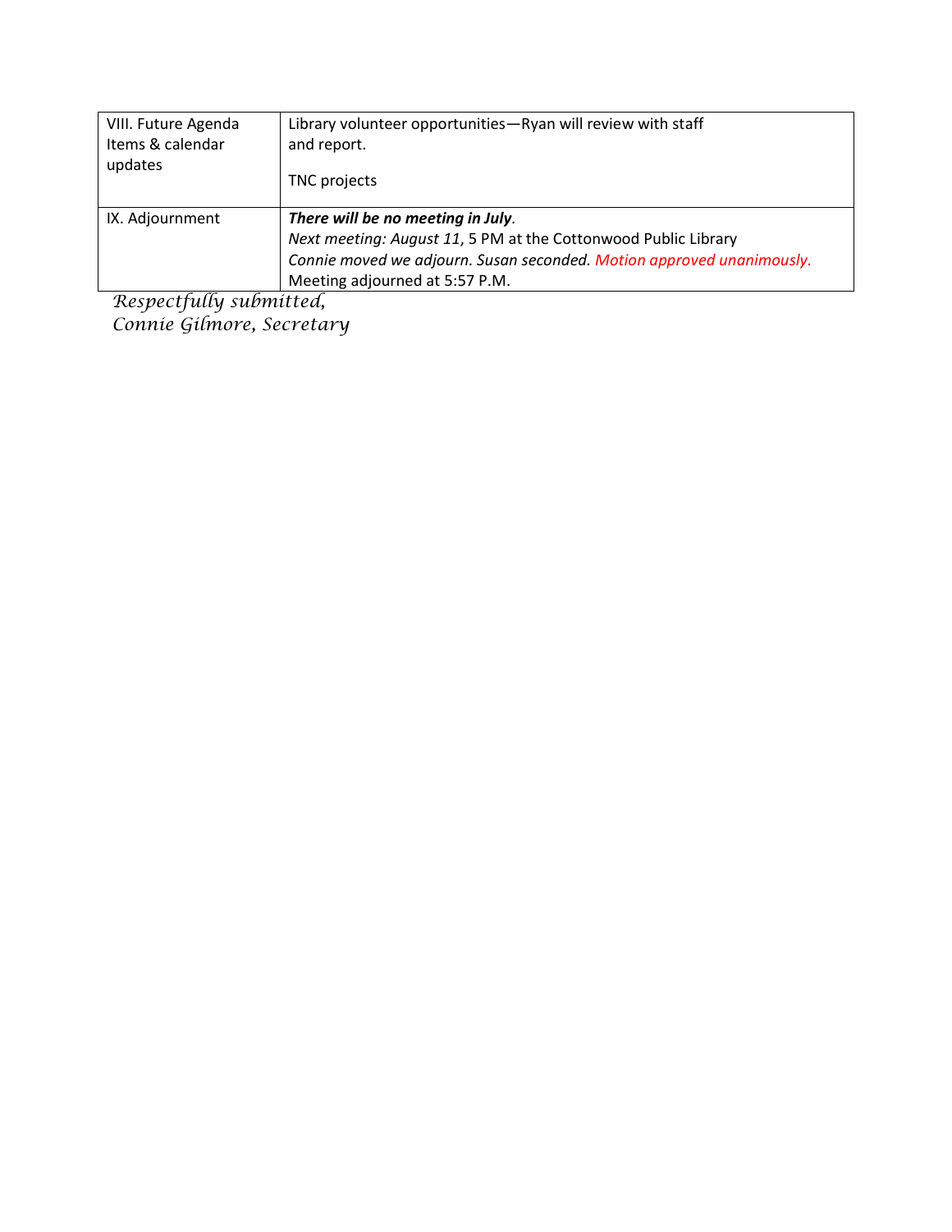| | |
|---|---|
| VIII. Future Agenda Items & calendar updates | Library volunteer opportunities—Ryan will review with staff and report.<br><br>TNC projects |
| IX. Adjournment | ***There will be no meeting in July***.<br>*Next meeting: August 11*, 5 PM at the Cottonwood Public Library<br>*Connie moved we adjourn. Susan seconded. Motion approved unanimously.*<br>Meeting adjourned at 5:57 P.M. |

*Respectfully submitted,*
*Connie Gilmore, Secretary*